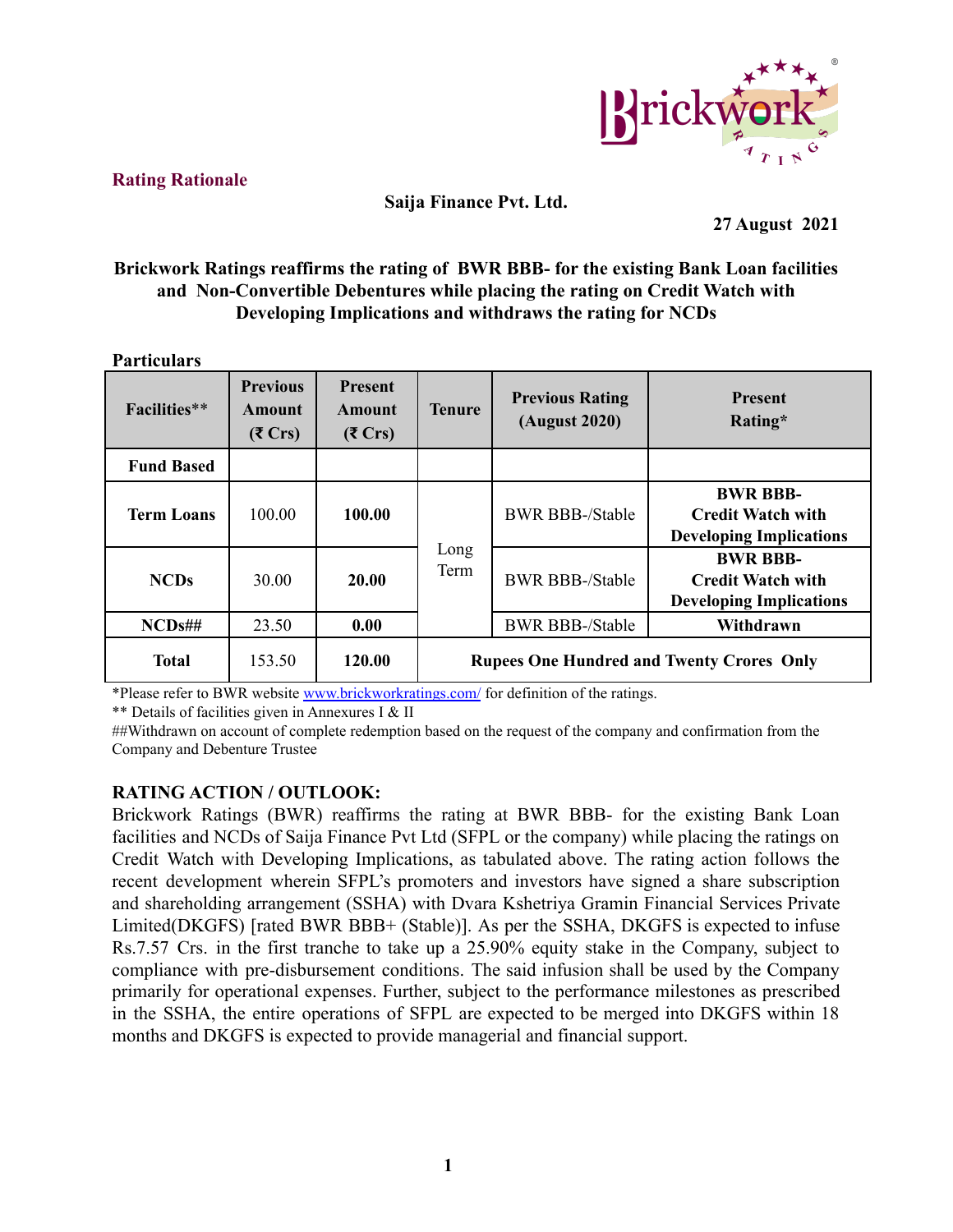**Rating Rationale**

**Saija Finance Pvt. Ltd.**

**27 August 2021**

**Brickwork Ratings reaffirms the rating of BWR BBB- for the existing Bank Loan facilities and Non-Convertible Debentures while placing the rating on Credit Watch with Developing Implications and withdraws the rating for NCDs**

**Particulars**

| Facilities** | Previous Amount (₹ Crs) | Present Amount (₹ Crs) | Tenure | Previous Rating (August 2020) | Present Rating* |
|---|---|---|---|---|---|
| **Fund Based** | | | | | |
| **Term Loans** | 100.00 | **100.00** | Long Term | BWR BBB-/Stable | **BWR BBB- Credit Watch with Developing Implications** |
| **NCDs** | 30.00 | **20.00** | | BWR BBB-/Stable | **BWR BBB- Credit Watch with Developing Implications** |
| **NCDs##** | 23.50 | **0.00** | | BWR BBB-/Stable | **Withdrawn** |
| **Total** | 153.50 | **120.00** | **Rupees One Hundred and Twenty Crores Only** | | |

*Please refer to BWR website www.brickworkratings.com/ for definition of the ratings.

** Details of facilities given in Annexures I & II

##Withdrawn on account of complete redemption based on the request of the company and confirmation from the Company and Debenture Trustee

## RATING ACTION / OUTLOOK:

Brickwork Ratings (BWR) reaffirms the rating at BWR BBB- for the existing Bank Loan facilities and NCDs of Saija Finance Pvt Ltd (SFPL or the company) while placing the ratings on Credit Watch with Developing Implications, as tabulated above. The rating action follows the recent development wherein SFPL's promoters and investors have signed a share subscription and shareholding arrangement (SSHA) with Dvara Kshetriya Gramin Financial Services Private Limited(DKGFS) [rated BWR BBB+ (Stable)]. As per the SSHA, DKGFS is expected to infuse Rs.7.57 Crs. in the first tranche to take up a 25.90% equity stake in the Company, subject to compliance with pre-disbursement conditions. The said infusion shall be used by the Company primarily for operational expenses. Further, subject to the performance milestones as prescribed in the SSHA, the entire operations of SFPL are expected to be merged into DKGFS within 18 months and DKGFS is expected to provide managerial and financial support.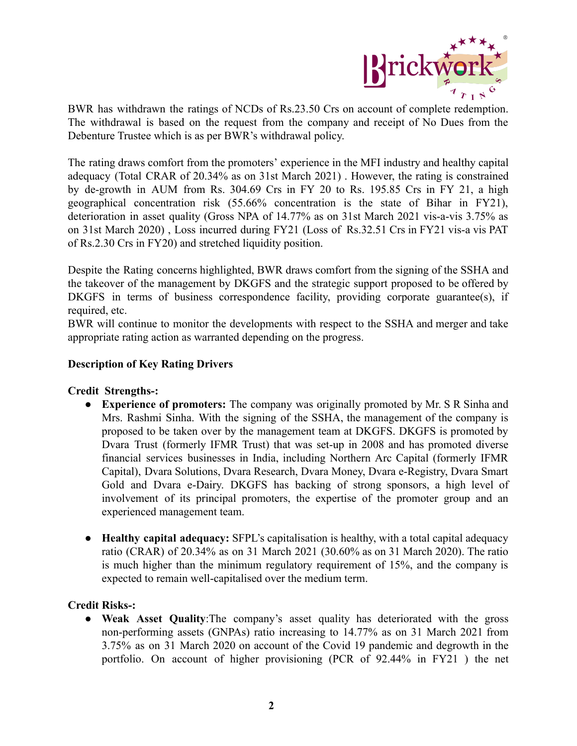BWR has withdrawn the ratings of NCDs of Rs.23.50 Crs on account of complete redemption. The withdrawal is based on the request from the company and receipt of No Dues from the Debenture Trustee which is as per BWR's withdrawal policy.

The rating draws comfort from the promoters' experience in the MFI industry and healthy capital adequacy (Total CRAR of 20.34% as on 31st March 2021) . However, the rating is constrained by de-growth in AUM from Rs. 304.69 Crs in FY 20 to Rs. 195.85 Crs in FY 21, a high geographical concentration risk (55.66% concentration is the state of Bihar in FY21), deterioration in asset quality (Gross NPA of 14.77% as on 31st March 2021 vis-a-vis 3.75% as on 31st March 2020) , Loss incurred during FY21 (Loss of Rs.32.51 Crs in FY21 vis-a vis PAT of Rs.2.30 Crs in FY20) and stretched liquidity position.

Despite the Rating concerns highlighted, BWR draws comfort from the signing of the SSHA and the takeover of the management by DKGFS and the strategic support proposed to be offered by DKGFS in terms of business correspondence facility, providing corporate guarantee(s), if required, etc.

BWR will continue to monitor the developments with respect to the SSHA and merger and take appropriate rating action as warranted depending on the progress.

**Description of Key Rating Drivers**

**Credit Strengths-:**

- **Experience of promoters:** The company was originally promoted by Mr. S R Sinha and Mrs. Rashmi Sinha. With the signing of the SSHA, the management of the company is proposed to be taken over by the management team at DKGFS. DKGFS is promoted by Dvara Trust (formerly IFMR Trust) that was set-up in 2008 and has promoted diverse financial services businesses in India, including Northern Arc Capital (formerly IFMR Capital), Dvara Solutions, Dvara Research, Dvara Money, Dvara e-Registry, Dvara Smart Gold and Dvara e-Dairy. DKGFS has backing of strong sponsors, a high level of involvement of its principal promoters, the expertise of the promoter group and an experienced management team.

- **Healthy capital adequacy:** SFPL's capitalisation is healthy, with a total capital adequacy ratio (CRAR) of 20.34% as on 31 March 2021 (30.60% as on 31 March 2020). The ratio is much higher than the minimum regulatory requirement of 15%, and the company is expected to remain well-capitalised over the medium term.

**Credit Risks-:**

- **Weak Asset Quality**:The company's asset quality has deteriorated with the gross non-performing assets (GNPAs) ratio increasing to 14.77% as on 31 March 2021 from 3.75% as on 31 March 2020 on account of the Covid 19 pandemic and degrowth in the portfolio. On account of higher provisioning (PCR of 92.44% in FY21 ) the net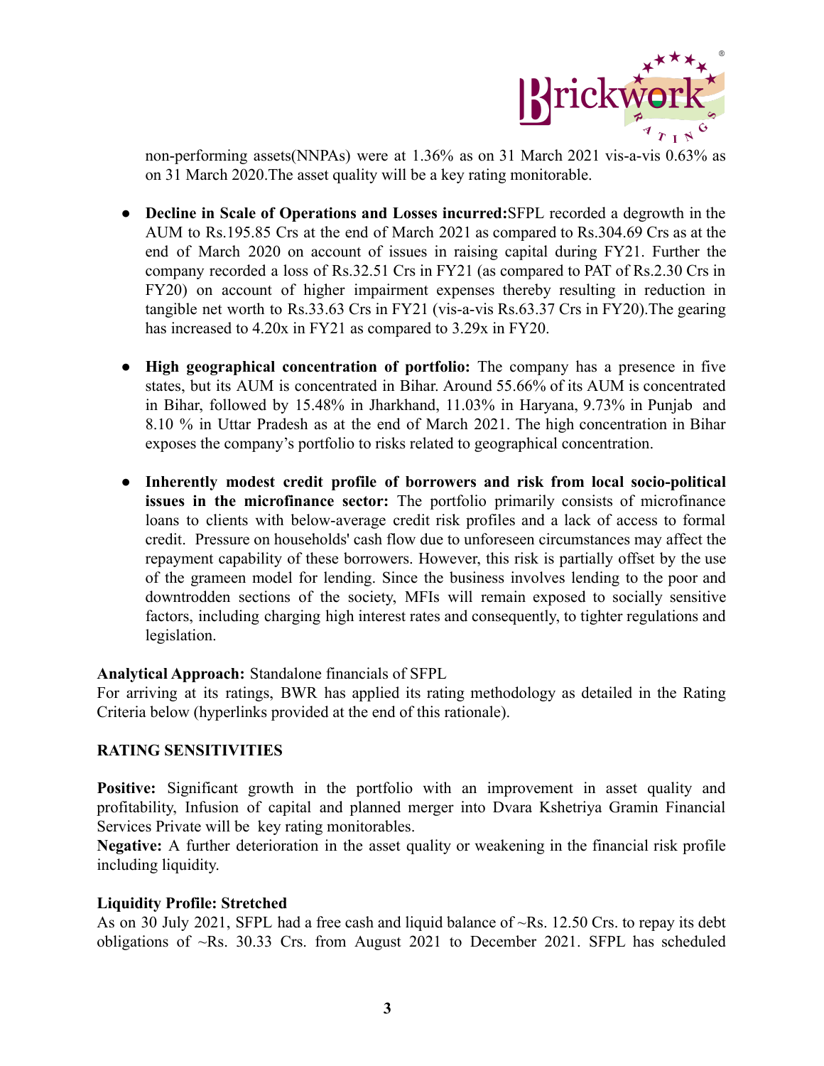non-performing assets(NNPAs) were at 1.36% as on 31 March 2021 vis-a-vis 0.63% as on 31 March 2020.The asset quality will be a key rating monitorable.

- **Decline in Scale of Operations and Losses incurred:**SFPL recorded a degrowth in the AUM to Rs.195.85 Crs at the end of March 2021 as compared to Rs.304.69 Crs as at the end of March 2020 on account of issues in raising capital during FY21. Further the company recorded a loss of Rs.32.51 Crs in FY21 (as compared to PAT of Rs.2.30 Crs in FY20) on account of higher impairment expenses thereby resulting in reduction in tangible net worth to Rs.33.63 Crs in FY21 (vis-a-vis Rs.63.37 Crs in FY20).The gearing has increased to 4.20x in FY21 as compared to 3.29x in FY20.

- **High geographical concentration of portfolio:** The company has a presence in five states, but its AUM is concentrated in Bihar. Around 55.66% of its AUM is concentrated in Bihar, followed by 15.48% in Jharkhand, 11.03% in Haryana, 9.73% in Punjab and 8.10 % in Uttar Pradesh as at the end of March 2021. The high concentration in Bihar exposes the company's portfolio to risks related to geographical concentration.

- **Inherently modest credit profile of borrowers and risk from local socio-political issues in the microfinance sector:** The portfolio primarily consists of microfinance loans to clients with below-average credit risk profiles and a lack of access to formal credit. Pressure on households' cash flow due to unforeseen circumstances may affect the repayment capability of these borrowers. However, this risk is partially offset by the use of the grameen model for lending. Since the business involves lending to the poor and downtrodden sections of the society, MFIs will remain exposed to socially sensitive factors, including charging high interest rates and consequently, to tighter regulations and legislation.

**Analytical Approach:** Standalone financials of SFPL
For arriving at its ratings, BWR has applied its rating methodology as detailed in the Rating Criteria below (hyperlinks provided at the end of this rationale).

**RATING SENSITIVITIES**

**Positive:** Significant growth in the portfolio with an improvement in asset quality and profitability, Infusion of capital and planned merger into Dvara Kshetriya Gramin Financial Services Private will be key rating monitorables.
**Negative:** A further deterioration in the asset quality or weakening in the financial risk profile including liquidity.

**Liquidity Profile: Stretched**
As on 30 July 2021, SFPL had a free cash and liquid balance of ~Rs. 12.50 Crs. to repay its debt obligations of ~Rs. 30.33 Crs. from August 2021 to December 2021. SFPL has scheduled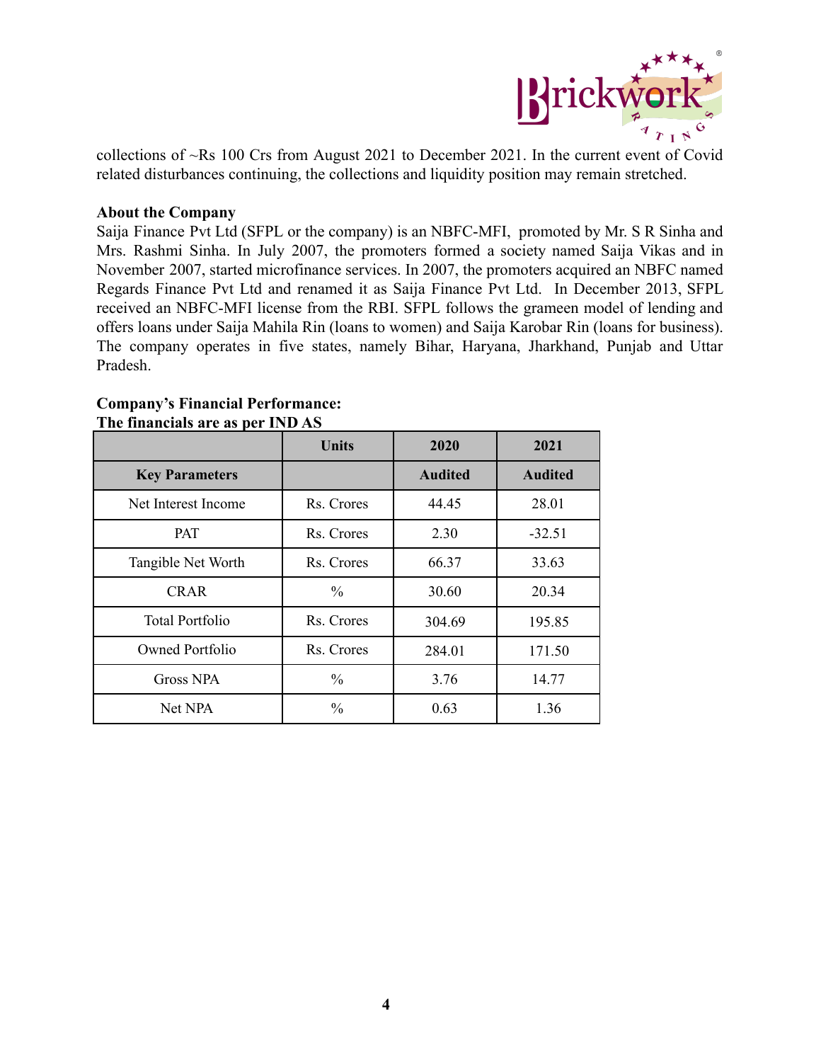collections of ~Rs 100 Crs from August 2021 to December 2021. In the current event of Covid related disturbances continuing, the collections and liquidity position may remain stretched.

**About the Company**

Saija Finance Pvt Ltd (SFPL or the company) is an NBFC-MFI, promoted by Mr. S R Sinha and Mrs. Rashmi Sinha. In July 2007, the promoters formed a society named Saija Vikas and in November 2007, started microfinance services. In 2007, the promoters acquired an NBFC named Regards Finance Pvt Ltd and renamed it as Saija Finance Pvt Ltd. In December 2013, SFPL received an NBFC-MFI license from the RBI. SFPL follows the grameen model of lending and offers loans under Saija Mahila Rin (loans to women) and Saija Karobar Rin (loans for business). The company operates in five states, namely Bihar, Haryana, Jharkhand, Punjab and Uttar Pradesh.

**Company's Financial Performance:**
**The financials are as per IND AS**

| | Units | 2020 | 2021 |
|---|---|---|---|
| **Key Parameters** | | **Audited** | **Audited** |
| Net Interest Income | Rs. Crores | 44.45 | 28.01 |
| PAT | Rs. Crores | 2.30 | -32.51 |
| Tangible Net Worth | Rs. Crores | 66.37 | 33.63 |
| CRAR | % | 30.60 | 20.34 |
| Total Portfolio | Rs. Crores | 304.69 | 195.85 |
| Owned Portfolio | Rs. Crores | 284.01 | 171.50 |
| Gross NPA | % | 3.76 | 14.77 |
| Net NPA | % | 0.63 | 1.36 |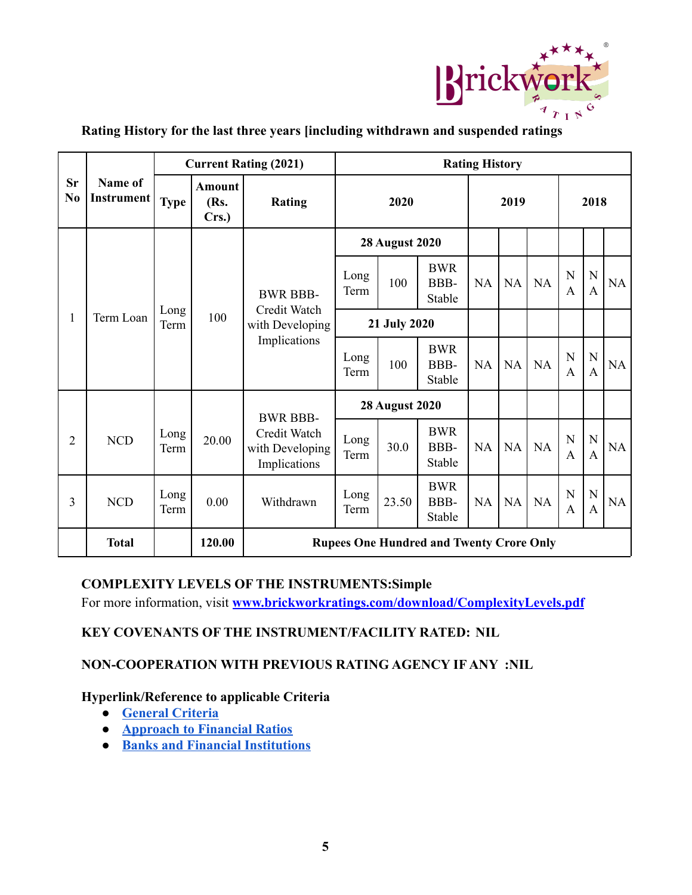**Rating History for the last three years [including withdrawn and suspended ratings**

| Sr No | Name of Instrument | Current Rating (2021) | | | Rating History | | | | | | | | |
|---|---|---|---|---|---|---|---|---|---|---|---|---|---|
| | | Type | Amount (Rs. Crs.) | Rating | 2020 | | | 2019 | | | 2018 | | |
| 1 | Term Loan | Long Term | 100 | BWR BBB- Credit Watch with Developing Implications | 28 August 2020 | | | | | | | | |
| | | | | | Long Term | 100 | BWR BBB- Stable | NA | NA | NA | NA | NA | NA |
| | | | | | 21 July 2020 | | | | | | | | |
| | | | | | Long Term | 100 | BWR BBB- Stable | NA | NA | NA | NA | NA | NA |
| 2 | NCD | Long Term | 20.00 | BWR BBB- Credit Watch with Developing Implications | 28 August 2020 | | | | | | | | |
| | | | | | Long Term | 30.0 | BWR BBB- Stable | NA | NA | NA | NA | NA | NA |
| 3 | NCD | Long Term | 0.00 | Withdrawn | Long Term | 23.50 | BWR BBB- Stable | NA | NA | NA | NA | NA | NA |
| | **Total** | | **120.00** | **Rupees One Hundred and Twenty Crore Only** | | | | | | | | | |

**COMPLEXITY LEVELS OF THE INSTRUMENTS:Simple**

For more information, visit **www.brickworkratings.com/download/ComplexityLevels.pdf**

**KEY COVENANTS OF THE INSTRUMENT/FACILITY RATED: NIL**

**NON-COOPERATION WITH PREVIOUS RATING AGENCY IF ANY :NIL**

**Hyperlink/Reference to applicable Criteria**

- **General Criteria**
- **Approach to Financial Ratios**
- **Banks and Financial Institutions**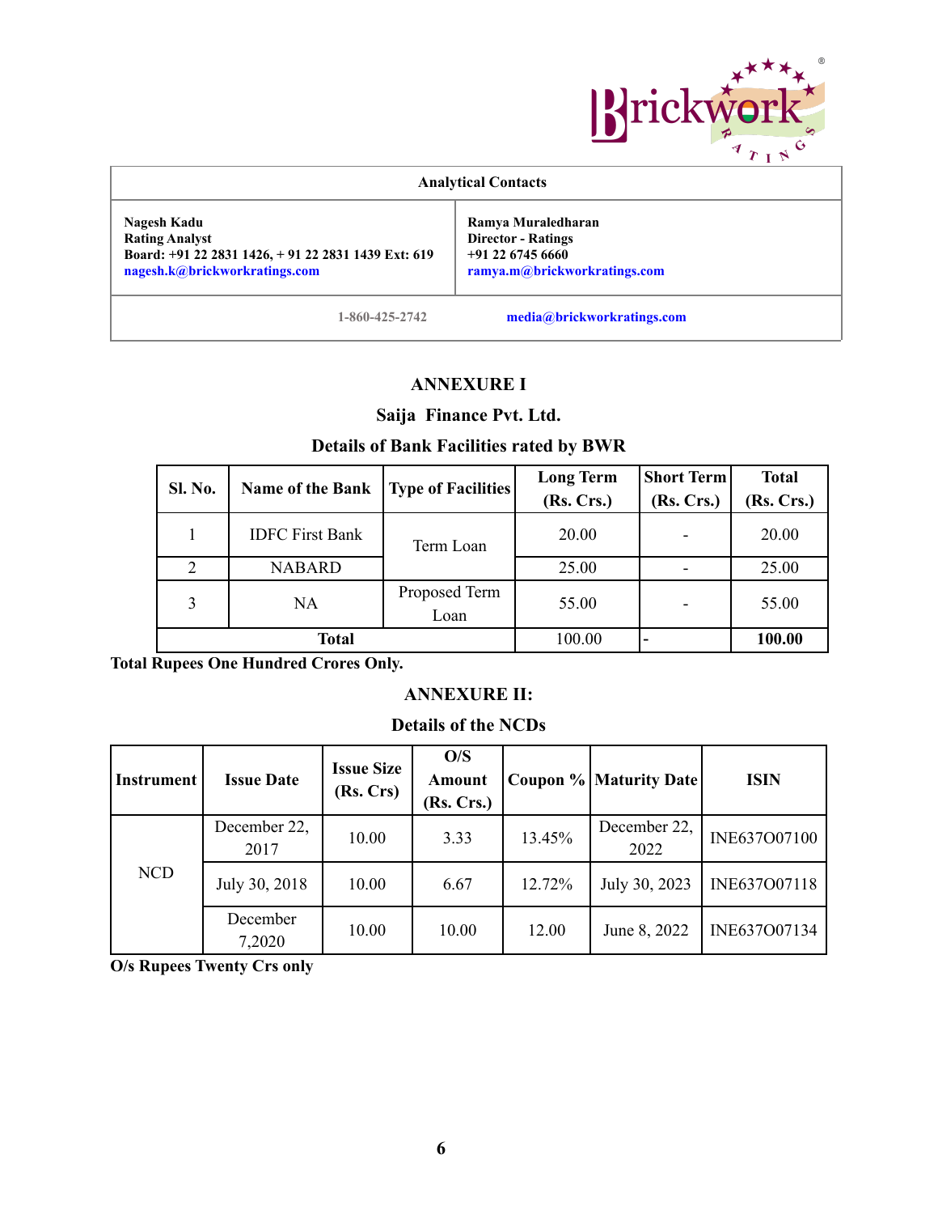| Analytical Contacts | |
|---|---|
| **Nagesh Kadu**<br>**Rating Analyst**<br>**Board: +91 22 2831 1426, + 91 22 2831 1439 Ext: 619**<br>**nagesh.k@brickworkratings.com** | **Ramya Muraledharan**<br>**Director - Ratings**<br>**+91 22 6745 6660**<br>**ramya.m@brickworkratings.com** |
| **1-860-425-2742** | **media@brickworkratings.com** |

## ANNEXURE I

### Saija Finance Pvt. Ltd.

### Details of Bank Facilities rated by BWR

| Sl. No. | Name of the Bank | Type of Facilities | Long Term (Rs. Crs.) | Short Term (Rs. Crs.) | Total (Rs. Crs.) |
|---|---|---|---|---|---|
| 1 | IDFC First Bank | Term Loan | 20.00 | - | 20.00 |
| 2 | NABARD | | 25.00 | - | 25.00 |
| 3 | NA | Proposed Term Loan | 55.00 | - | 55.00 |
| **Total** | | | 100.00 | - | **100.00** |

**Total Rupees One Hundred Crores Only.**

## ANNEXURE II:

### Details of the NCDs

| Instrument | Issue Date | Issue Size (Rs. Crs) | O/S Amount (Rs. Crs.) | Coupon % | Maturity Date | ISIN |
|---|---|---|---|---|---|---|
| NCD | December 22, 2017 | 10.00 | 3.33 | 13.45% | December 22, 2022 | INE637O07100 |
| | July 30, 2018 | 10.00 | 6.67 | 12.72% | July 30, 2023 | INE637O07118 |
| | December 7,2020 | 10.00 | 10.00 | 12.00 | June 8, 2022 | INE637O07134 |

**O/s Rupees Twenty Crs only**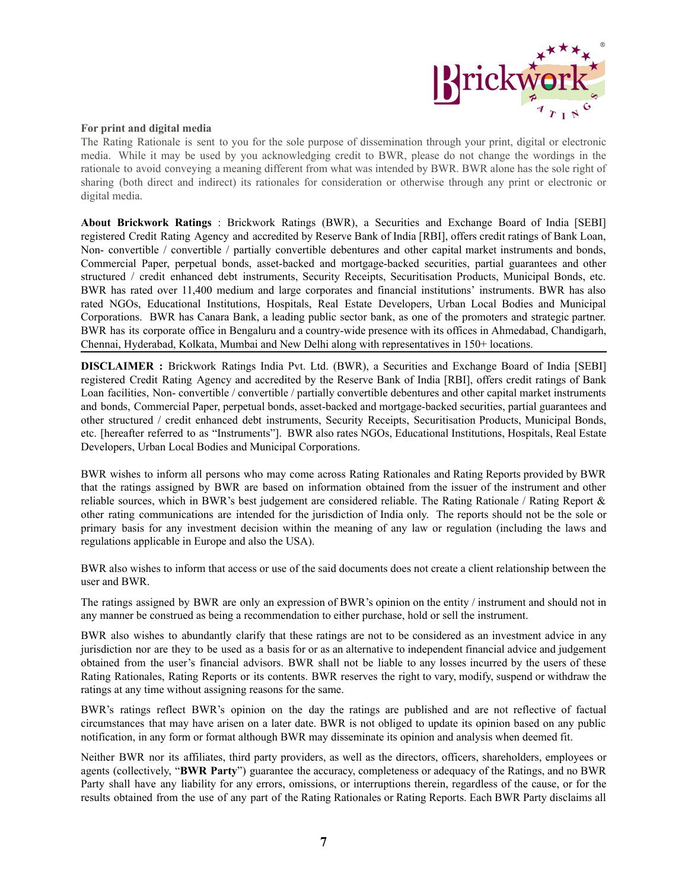**For print and digital media**

The Rating Rationale is sent to you for the sole purpose of dissemination through your print, digital or electronic media. While it may be used by you acknowledging credit to BWR, please do not change the wordings in the rationale to avoid conveying a meaning different from what was intended by BWR. BWR alone has the sole right of sharing (both direct and indirect) its rationales for consideration or otherwise through any print or electronic or digital media.

**About Brickwork Ratings** : Brickwork Ratings (BWR), a Securities and Exchange Board of India [SEBI] registered Credit Rating Agency and accredited by Reserve Bank of India [RBI], offers credit ratings of Bank Loan, Non- convertible / convertible / partially convertible debentures and other capital market instruments and bonds, Commercial Paper, perpetual bonds, asset-backed and mortgage-backed securities, partial guarantees and other structured / credit enhanced debt instruments, Security Receipts, Securitisation Products, Municipal Bonds, etc. BWR has rated over 11,400 medium and large corporates and financial institutions' instruments. BWR has also rated NGOs, Educational Institutions, Hospitals, Real Estate Developers, Urban Local Bodies and Municipal Corporations. BWR has Canara Bank, a leading public sector bank, as one of the promoters and strategic partner. BWR has its corporate office in Bengaluru and a country-wide presence with its offices in Ahmedabad, Chandigarh, Chennai, Hyderabad, Kolkata, Mumbai and New Delhi along with representatives in 150+ locations.

---

**DISCLAIMER :** Brickwork Ratings India Pvt. Ltd. (BWR), a Securities and Exchange Board of India [SEBI] registered Credit Rating Agency and accredited by the Reserve Bank of India [RBI], offers credit ratings of Bank Loan facilities, Non- convertible / convertible / partially convertible debentures and other capital market instruments and bonds, Commercial Paper, perpetual bonds, asset-backed and mortgage-backed securities, partial guarantees and other structured / credit enhanced debt instruments, Security Receipts, Securitisation Products, Municipal Bonds, etc. [hereafter referred to as "Instruments"]. BWR also rates NGOs, Educational Institutions, Hospitals, Real Estate Developers, Urban Local Bodies and Municipal Corporations.

BWR wishes to inform all persons who may come across Rating Rationales and Rating Reports provided by BWR that the ratings assigned by BWR are based on information obtained from the issuer of the instrument and other reliable sources, which in BWR's best judgement are considered reliable. The Rating Rationale / Rating Report & other rating communications are intended for the jurisdiction of India only. The reports should not be the sole or primary basis for any investment decision within the meaning of any law or regulation (including the laws and regulations applicable in Europe and also the USA).

BWR also wishes to inform that access or use of the said documents does not create a client relationship between the user and BWR.

The ratings assigned by BWR are only an expression of BWR's opinion on the entity / instrument and should not in any manner be construed as being a recommendation to either purchase, hold or sell the instrument.

BWR also wishes to abundantly clarify that these ratings are not to be considered as an investment advice in any jurisdiction nor are they to be used as a basis for or as an alternative to independent financial advice and judgement obtained from the user's financial advisors. BWR shall not be liable to any losses incurred by the users of these Rating Rationales, Rating Reports or its contents. BWR reserves the right to vary, modify, suspend or withdraw the ratings at any time without assigning reasons for the same.

BWR's ratings reflect BWR's opinion on the day the ratings are published and are not reflective of factual circumstances that may have arisen on a later date. BWR is not obliged to update its opinion based on any public notification, in any form or format although BWR may disseminate its opinion and analysis when deemed fit.

Neither BWR nor its affiliates, third party providers, as well as the directors, officers, shareholders, employees or agents (collectively, "**BWR Party**") guarantee the accuracy, completeness or adequacy of the Ratings, and no BWR Party shall have any liability for any errors, omissions, or interruptions therein, regardless of the cause, or for the results obtained from the use of any part of the Rating Rationales or Rating Reports. Each BWR Party disclaims all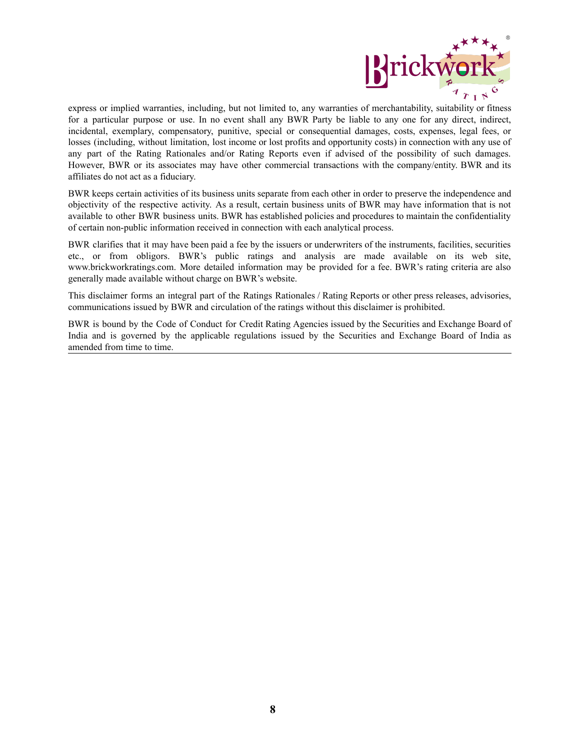express or implied warranties, including, but not limited to, any warranties of merchantability, suitability or fitness for a particular purpose or use. In no event shall any BWR Party be liable to any one for any direct, indirect, incidental, exemplary, compensatory, punitive, special or consequential damages, costs, expenses, legal fees, or losses (including, without limitation, lost income or lost profits and opportunity costs) in connection with any use of any part of the Rating Rationales and/or Rating Reports even if advised of the possibility of such damages. However, BWR or its associates may have other commercial transactions with the company/entity. BWR and its affiliates do not act as a fiduciary.

BWR keeps certain activities of its business units separate from each other in order to preserve the independence and objectivity of the respective activity. As a result, certain business units of BWR may have information that is not available to other BWR business units. BWR has established policies and procedures to maintain the confidentiality of certain non-public information received in connection with each analytical process.

BWR clarifies that it may have been paid a fee by the issuers or underwriters of the instruments, facilities, securities etc., or from obligors. BWR's public ratings and analysis are made available on its web site, www.brickworkratings.com. More detailed information may be provided for a fee. BWR's rating criteria are also generally made available without charge on BWR's website.

This disclaimer forms an integral part of the Ratings Rationales / Rating Reports or other press releases, advisories, communications issued by BWR and circulation of the ratings without this disclaimer is prohibited.

BWR is bound by the Code of Conduct for Credit Rating Agencies issued by the Securities and Exchange Board of India and is governed by the applicable regulations issued by the Securities and Exchange Board of India as amended from time to time.